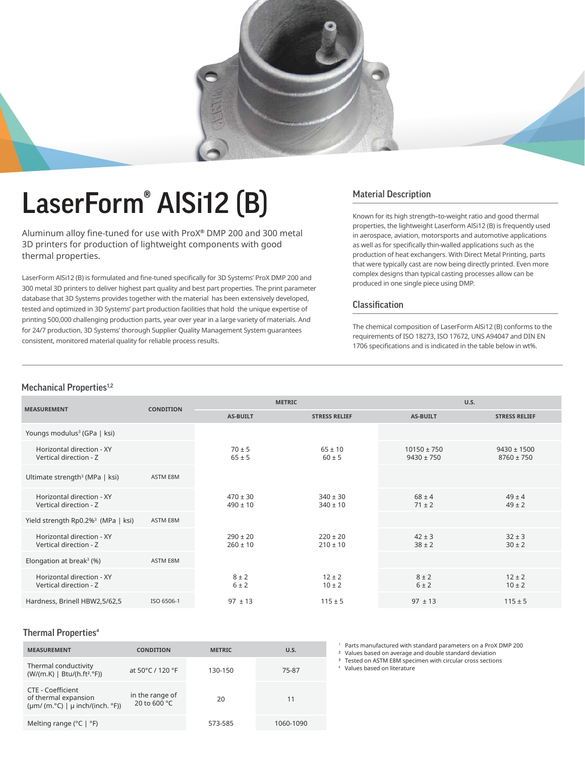# LaserForm® AlSi12 (B)

Aluminum alloy fine-tuned for use with ProX® DMP 200 and 300 metal 3D printers for production of lightweight components with good thermal properties.

LaserForm AlSi12 (B) is formulated and fine-tuned specifically for 3D Systems' ProX DMP 200 and 300 metal 3D printers to deliver highest part quality and best part properties. The print parameter database that 3D Systems provides together with the material has been extensively developed, tested and optimized in 3D Systems' part production facilities that hold the unique expertise of printing 500,000 challenging production parts, year over year in a large variety of materials. And for 24/7 production, 3D Systems' thorough Supplier Quality Management System guarantees consistent, monitored material quality for reliable process results.

## Material Description

Known for its high strength–to-weight ratio and good thermal properties, the lightweight Laserform AlSi12 (B) is frequently used in aerospace, aviation, motorsports and automotive applications as well as for specifically thin-walled applications such as the production of heat exchangers. With Direct Metal Printing, parts that were typically cast are now being directly printed. Even more complex designs than typical casting processes allow can be produced in one single piece using DMP.

## Classification

The chemical composition of LaserForm AlSi12 (B) conforms to the requirements of ISO 18273, ISO 17672, UNS A94047 and DIN EN 1706 specifications and is indicated in the table below in wt%.

## Mechanical Properties[1,2]

| MEASUREMENT | CONDITION | METRIC | | U.S. | |
|---|---|---|---|---|---|
| | | AS-BUILT | STRESS RELIEF | AS-BUILT | STRESS RELIEF |
| Youngs modulus[3] (GPa \| ksi) | | | | | |
| Horizontal direction - XY<br>Vertical direction - Z | | 70 ± 5<br>65 ± 5 | 65 ± 10<br>60 ± 5 | 10150 ± 750<br>9430 ± 750 | 9430 ± 1500<br>8760 ± 750 |
| Ultimate strength[3] (MPa \| ksi) | ASTM E8M | | | | |
| Horizontal direction - XY<br>Vertical direction - Z | | 470 ± 30<br>490 ± 10 | 340 ± 30<br>340 ± 10 | 68 ± 4<br>71 ± 2 | 49 ± 4<br>49 ± 2 |
| Yield strength Rp0.2%[3] (MPa \| ksi) | ASTM E8M | | | | |
| Horizontal direction - XY<br>Vertical direction - Z | | 290 ± 20<br>260 ± 10 | 220 ± 20<br>210 ± 10 | 42 ± 3<br>38 ± 2 | 32 ± 3<br>30 ± 2 |
| Elongation at break[3] (%) | ASTM E8M | | | | |
| Horizontal direction - XY<br>Vertical direction - Z | | 8 ± 2<br>6 ± 2 | 12 ± 2<br>10 ± 2 | 8 ± 2<br>6 ± 2 | 12 ± 2<br>10 ± 2 |
| Hardness, Brinell HBW2,5/62,5 | ISO 6506-1 | 97 ± 13 | 115 ± 5 | 97 ± 13 | 115 ± 5 |

## Thermal Properties[4]

| MEASUREMENT | CONDITION | METRIC | U.S. |
|---|---|---|---|
| Thermal conductivity (W/(m.K) \| Btu/(h.ft².°F)) | at 50°C / 120 °F | 130-150 | 75-87 |
| CTE - Coefficient of thermal expansion (μm/ (m.°C) \| μ inch/(inch. °F)) | in the range of 20 to 600 °C | 20 | 11 |
| Melting range (°C \| °F) | | 573-585 | 1060-1090 |

[1] Parts manufactured with standard parameters on a ProX DMP 200
[2] Values based on average and double standard deviation
[3] Tested on ASTM E8M specimen with circular cross sections
[4] Values based on literature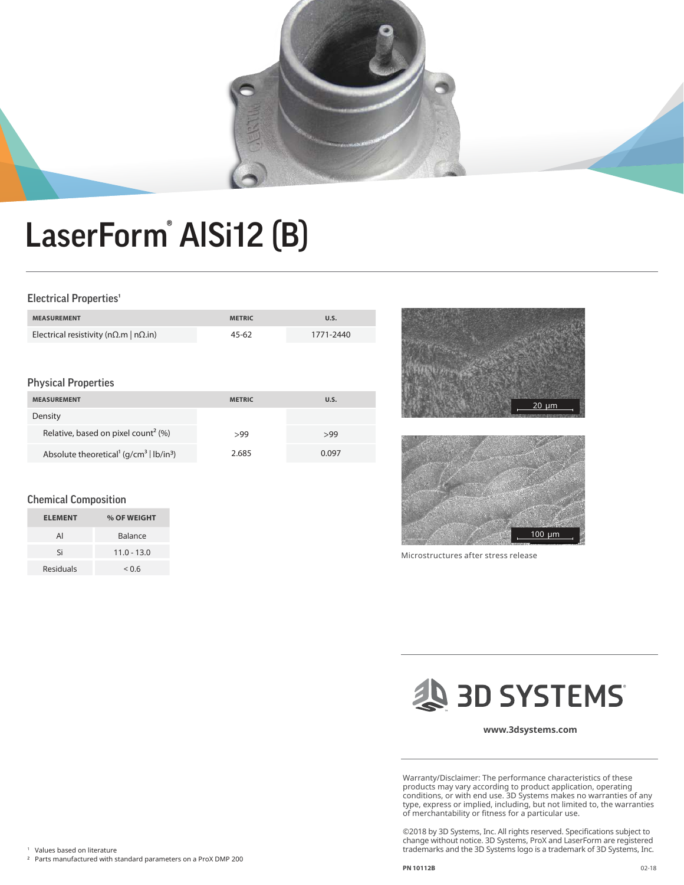# LaserForm® AlSi12 (B)

## Electrical Properties[1]

| MEASUREMENT | METRIC | U.S. |
|---|---|---|
| Electrical resistivity (nΩ.m \| nΩ.in) | 45-62 | 1771-2440 |

## Physical Properties

| MEASUREMENT | METRIC | U.S. |
|---|---|---|
| Density | | |
| Relative, based on pixel count[2] (%) | >99 | >99 |
| Absolute theoretical[1] ($g/cm^3$ \| $lb/in^3$) | 2.685 | 0.097 |

## Chemical Composition

| ELEMENT | % OF WEIGHT |
|---|---|
| Al | Balance |
| Si | 11.0 - 13.0 |
| Residuals | < 0.6 |

20 µm

100 µm

Microstructures after stress release

www.3dsystems.com

Warranty/Disclaimer: The performance characteristics of these products may vary according to product application, operating conditions, or with end use. 3D Systems makes no warranties of any type, express or implied, including, but not limited to, the warranties of merchantability or fitness for a particular use.

©2018 by 3D Systems, Inc. All rights reserved. Specifications subject to change without notice. 3D Systems, ProX and LaserForm are registered trademarks and the 3D Systems logo is a trademark of 3D Systems, Inc.

[1] Values based on literature
[2] Parts manufactured with standard parameters on a ProX DMP 200

**PN 10112B** 02-18